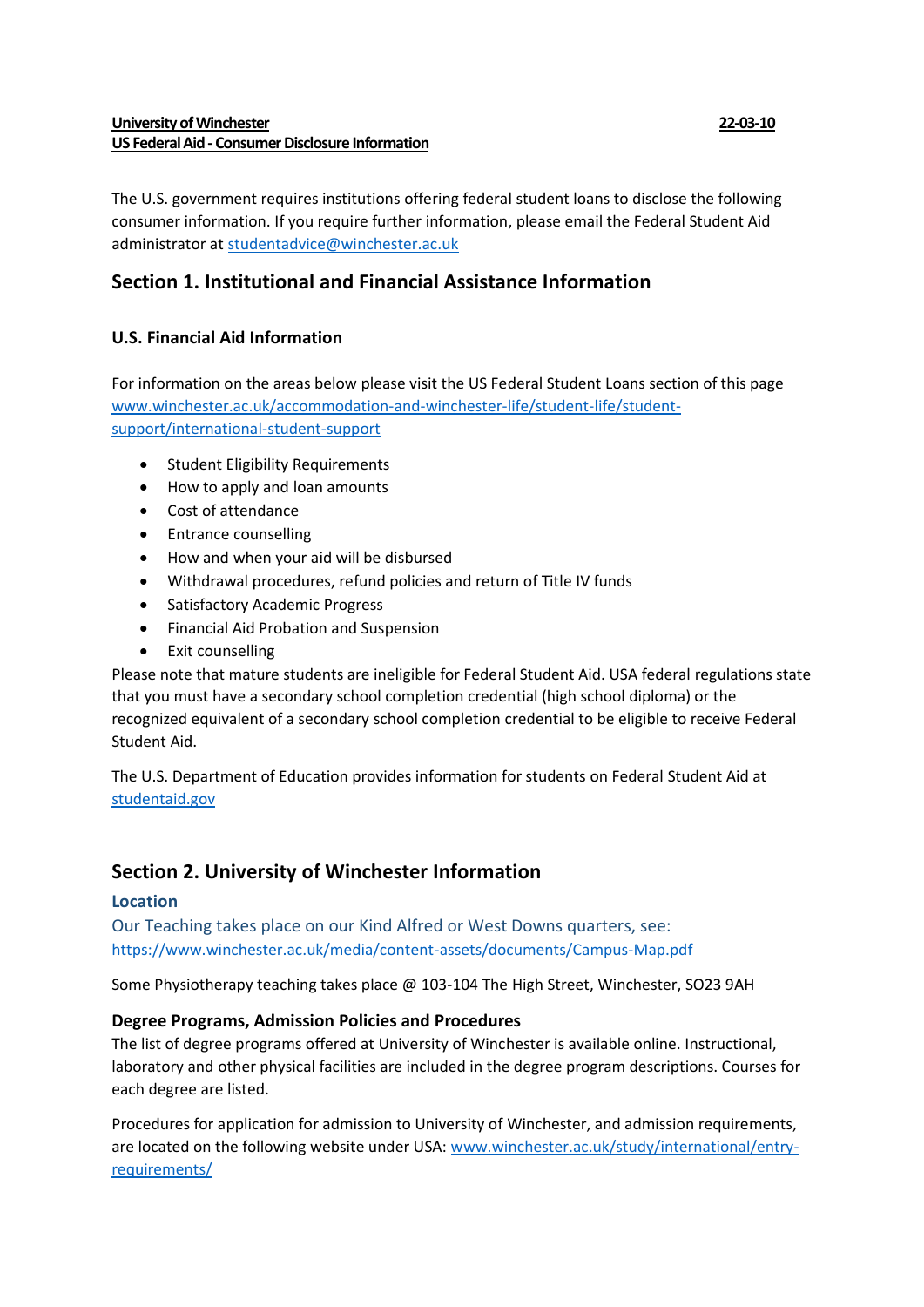**University of Winchester** **22-03-10**
**US Federal Aid - Consumer Disclosure Information**

The U.S. government requires institutions offering federal student loans to disclose the following consumer information. If you require further information, please email the Federal Student Aid administrator at studentadvice@winchester.ac.uk

## Section 1. Institutional and Financial Assistance Information

### U.S. Financial Aid Information

For information on the areas below please visit the US Federal Student Loans section of this page www.winchester.ac.uk/accommodation-and-winchester-life/student-life/student-support/international-student-support

- Student Eligibility Requirements
- How to apply and loan amounts
- Cost of attendance
- Entrance counselling
- How and when your aid will be disbursed
- Withdrawal procedures, refund policies and return of Title IV funds
- Satisfactory Academic Progress
- Financial Aid Probation and Suspension
- Exit counselling

Please note that mature students are ineligible for Federal Student Aid. USA federal regulations state that you must have a secondary school completion credential (high school diploma) or the recognized equivalent of a secondary school completion credential to be eligible to receive Federal Student Aid.

The U.S. Department of Education provides information for students on Federal Student Aid at studentaid.gov

## Section 2. University of Winchester Information

### Location

Our Teaching takes place on our Kind Alfred or West Downs quarters, see: https://www.winchester.ac.uk/media/content-assets/documents/Campus-Map.pdf

Some Physiotherapy teaching takes place @ 103-104 The High Street, Winchester, SO23 9AH

### Degree Programs, Admission Policies and Procedures

The list of degree programs offered at University of Winchester is available online. Instructional, laboratory and other physical facilities are included in the degree program descriptions. Courses for each degree are listed.

Procedures for application for admission to University of Winchester, and admission requirements, are located on the following website under USA: www.winchester.ac.uk/study/international/entry-requirements/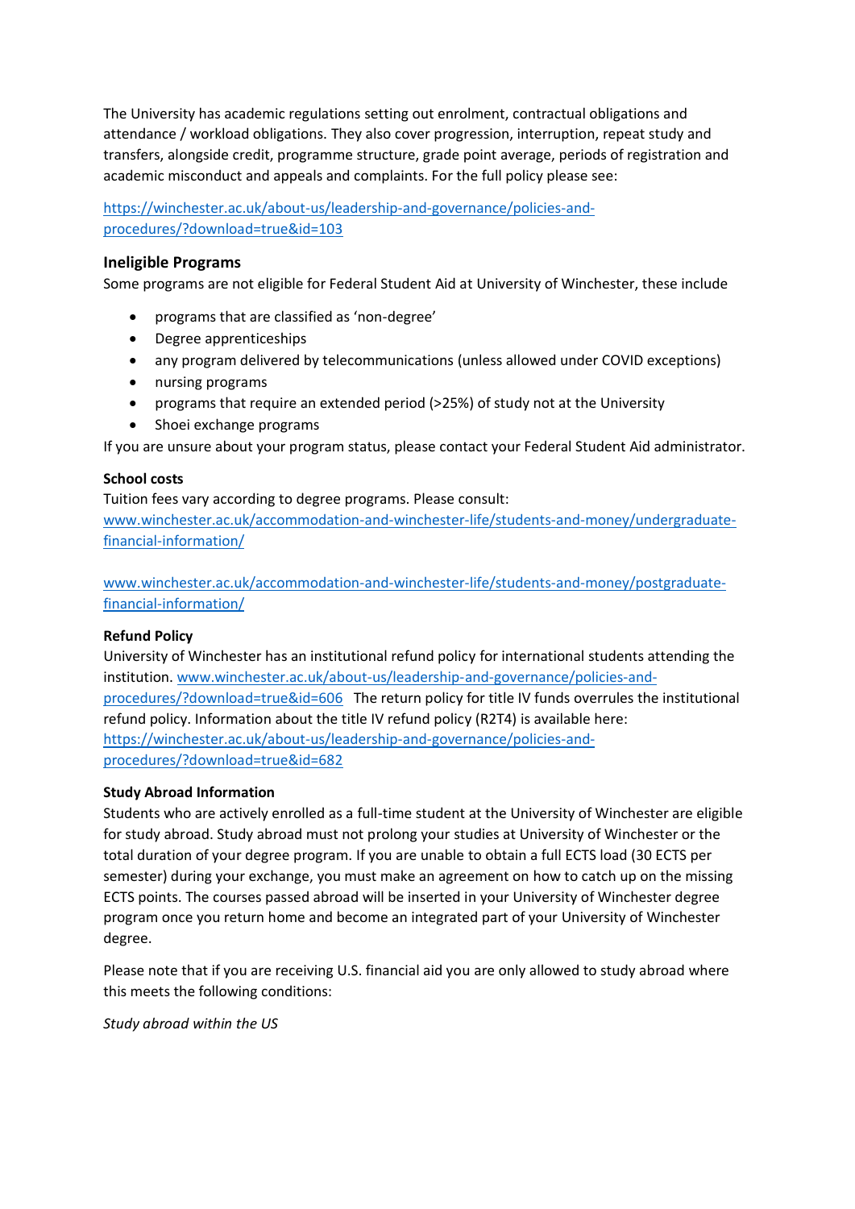The University has academic regulations setting out enrolment, contractual obligations and attendance / workload obligations. They also cover progression, interruption, repeat study and transfers, alongside credit, programme structure, grade point average, periods of registration and academic misconduct and appeals and complaints. For the full policy please see:

https://winchester.ac.uk/about-us/leadership-and-governance/policies-and-procedures/?download=true&id=103

### Ineligible Programs

Some programs are not eligible for Federal Student Aid at University of Winchester, these include

- programs that are classified as 'non-degree'
- Degree apprenticeships
- any program delivered by telecommunications (unless allowed under COVID exceptions)
- nursing programs
- programs that require an extended period (>25%) of study not at the University
- Shoei exchange programs

If you are unsure about your program status, please contact your Federal Student Aid administrator.

**School costs**

Tuition fees vary according to degree programs. Please consult:
www.winchester.ac.uk/accommodation-and-winchester-life/students-and-money/undergraduate-financial-information/

www.winchester.ac.uk/accommodation-and-winchester-life/students-and-money/postgraduate-financial-information/

**Refund Policy**

University of Winchester has an institutional refund policy for international students attending the institution. www.winchester.ac.uk/about-us/leadership-and-governance/policies-and-procedures/?download=true&id=606 The return policy for title IV funds overrules the institutional refund policy. Information about the title IV refund policy (R2T4) is available here: https://winchester.ac.uk/about-us/leadership-and-governance/policies-and-procedures/?download=true&id=682

**Study Abroad Information**

Students who are actively enrolled as a full-time student at the University of Winchester are eligible for study abroad. Study abroad must not prolong your studies at University of Winchester or the total duration of your degree program. If you are unable to obtain a full ECTS load (30 ECTS per semester) during your exchange, you must make an agreement on how to catch up on the missing ECTS points. The courses passed abroad will be inserted in your University of Winchester degree program once you return home and become an integrated part of your University of Winchester degree.

Please note that if you are receiving U.S. financial aid you are only allowed to study abroad where this meets the following conditions:

*Study abroad within the US*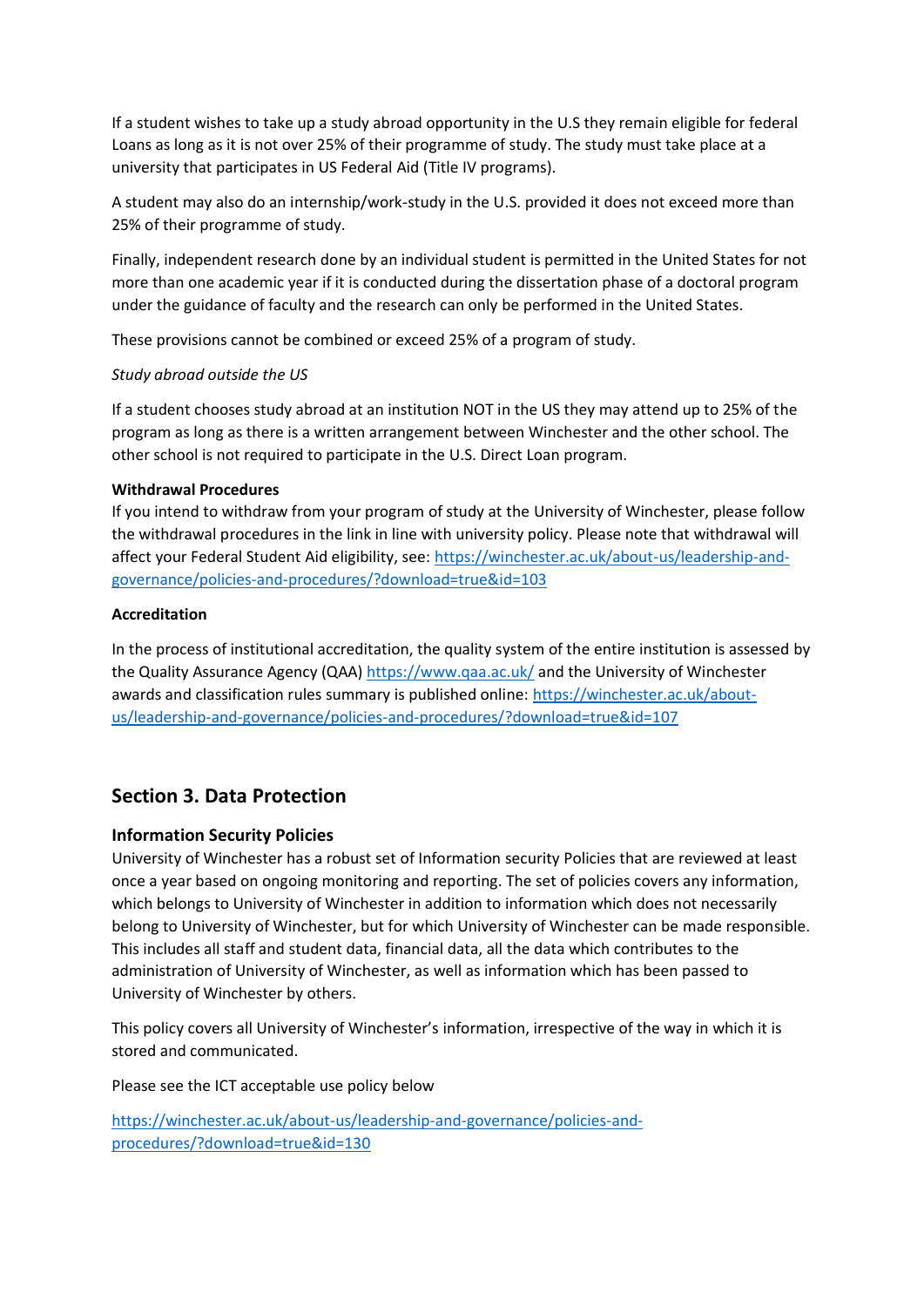If a student wishes to take up a study abroad opportunity in the U.S they remain eligible for federal Loans as long as it is not over 25% of their programme of study. The study must take place at a university that participates in US Federal Aid (Title IV programs).

A student may also do an internship/work-study in the U.S. provided it does not exceed more than 25% of their programme of study.

Finally, independent research done by an individual student is permitted in the United States for not more than one academic year if it is conducted during the dissertation phase of a doctoral program under the guidance of faculty and the research can only be performed in the United States.

These provisions cannot be combined or exceed 25% of a program of study.

*Study abroad outside the US*

If a student chooses study abroad at an institution NOT in the US they may attend up to 25% of the program as long as there is a written arrangement between Winchester and the other school. The other school is not required to participate in the U.S. Direct Loan program.

**Withdrawal Procedures**

If you intend to withdraw from your program of study at the University of Winchester, please follow the withdrawal procedures in the link in line with university policy. Please note that withdrawal will affect your Federal Student Aid eligibility, see: [https://winchester.ac.uk/about-us/leadership-and-governance/policies-and-procedures/?download=true&id=103](https://winchester.ac.uk/about-us/leadership-and-governance/policies-and-procedures/?download=true&id=103)

**Accreditation**

In the process of institutional accreditation, the quality system of the entire institution is assessed by the Quality Assurance Agency (QAA) [https://www.qaa.ac.uk/](https://www.qaa.ac.uk/) and the University of Winchester awards and classification rules summary is published online: [https://winchester.ac.uk/about-us/leadership-and-governance/policies-and-procedures/?download=true&id=107](https://winchester.ac.uk/about-us/leadership-and-governance/policies-and-procedures/?download=true&id=107)

## Section 3. Data Protection

### Information Security Policies

University of Winchester has a robust set of Information security Policies that are reviewed at least once a year based on ongoing monitoring and reporting. The set of policies covers any information, which belongs to University of Winchester in addition to information which does not necessarily belong to University of Winchester, but for which University of Winchester can be made responsible. This includes all staff and student data, financial data, all the data which contributes to the administration of University of Winchester, as well as information which has been passed to University of Winchester by others.

This policy covers all University of Winchester's information, irrespective of the way in which it is stored and communicated.

Please see the ICT acceptable use policy below

[https://winchester.ac.uk/about-us/leadership-and-governance/policies-and-procedures/?download=true&id=130](https://winchester.ac.uk/about-us/leadership-and-governance/policies-and-procedures/?download=true&id=130)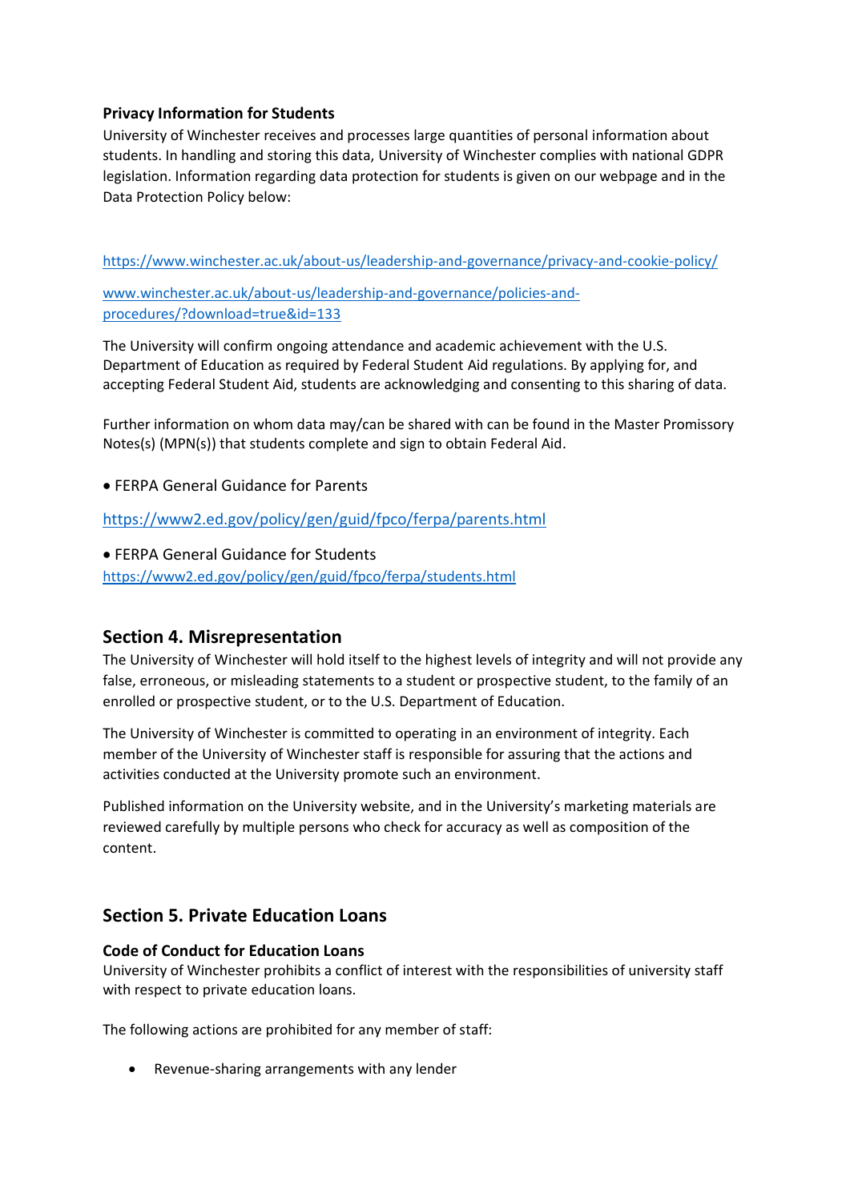**Privacy Information for Students**

University of Winchester receives and processes large quantities of personal information about students. In handling and storing this data, University of Winchester complies with national GDPR legislation. Information regarding data protection for students is given on our webpage and in the Data Protection Policy below:

https://www.winchester.ac.uk/about-us/leadership-and-governance/privacy-and-cookie-policy/

www.winchester.ac.uk/about-us/leadership-and-governance/policies-and-procedures/?download=true&id=133

The University will confirm ongoing attendance and academic achievement with the U.S. Department of Education as required by Federal Student Aid regulations. By applying for, and accepting Federal Student Aid, students are acknowledging and consenting to this sharing of data.

Further information on whom data may/can be shared with can be found in the Master Promissory Notes(s) (MPN(s)) that students complete and sign to obtain Federal Aid.

- FERPA General Guidance for Parents

https://www2.ed.gov/policy/gen/guid/fpco/ferpa/parents.html

- FERPA General Guidance for Students

https://www2.ed.gov/policy/gen/guid/fpco/ferpa/students.html

## Section 4. Misrepresentation

The University of Winchester will hold itself to the highest levels of integrity and will not provide any false, erroneous, or misleading statements to a student or prospective student, to the family of an enrolled or prospective student, or to the U.S. Department of Education.

The University of Winchester is committed to operating in an environment of integrity. Each member of the University of Winchester staff is responsible for assuring that the actions and activities conducted at the University promote such an environment.

Published information on the University website, and in the University's marketing materials are reviewed carefully by multiple persons who check for accuracy as well as composition of the content.

## Section 5. Private Education Loans

**Code of Conduct for Education Loans**

University of Winchester prohibits a conflict of interest with the responsibilities of university staff with respect to private education loans.

The following actions are prohibited for any member of staff:

- Revenue-sharing arrangements with any lender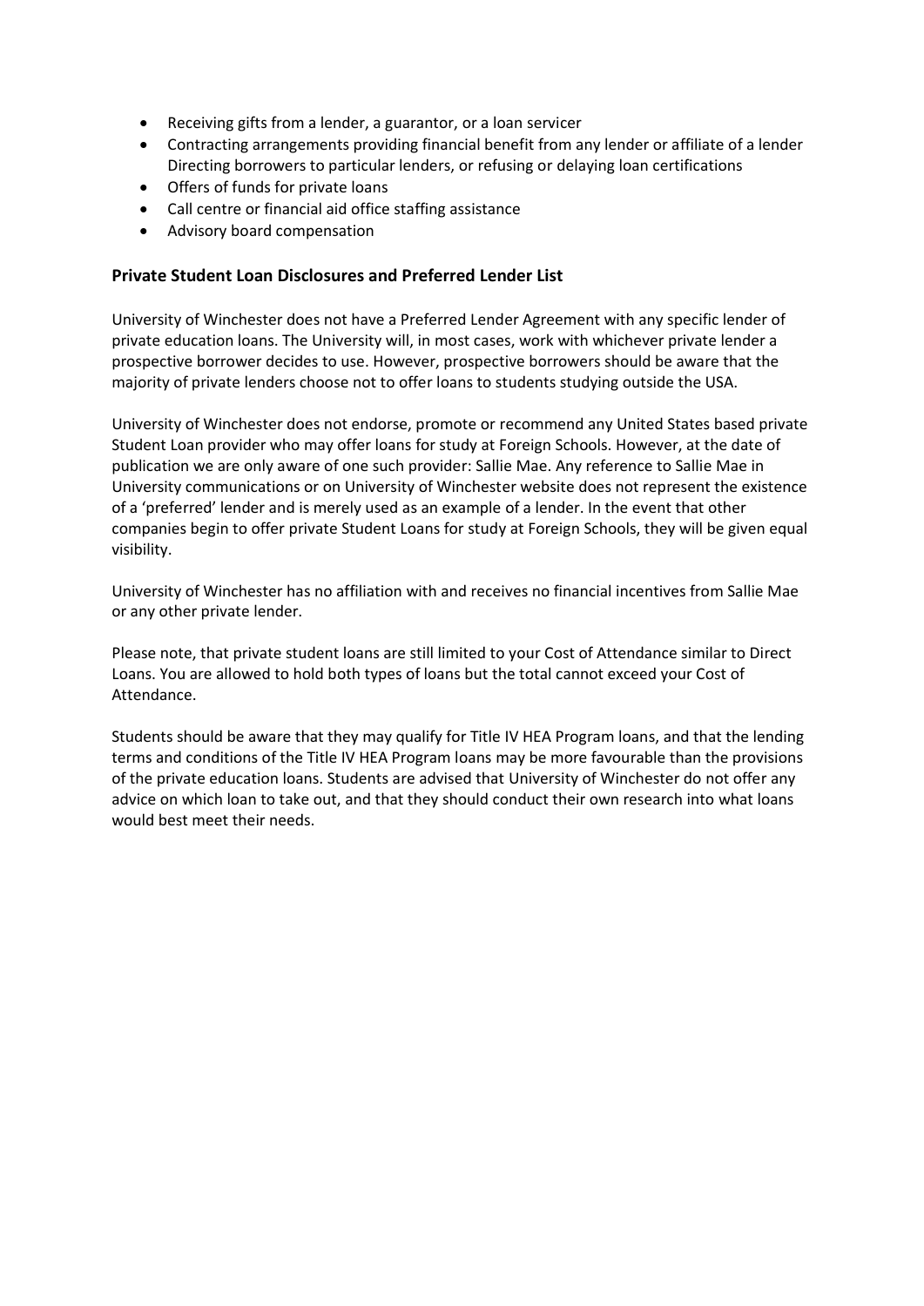- Receiving gifts from a lender, a guarantor, or a loan servicer
- Contracting arrangements providing financial benefit from any lender or affiliate of a lender Directing borrowers to particular lenders, or refusing or delaying loan certifications
- Offers of funds for private loans
- Call centre or financial aid office staffing assistance
- Advisory board compensation

### Private Student Loan Disclosures and Preferred Lender List

University of Winchester does not have a Preferred Lender Agreement with any specific lender of private education loans. The University will, in most cases, work with whichever private lender a prospective borrower decides to use. However, prospective borrowers should be aware that the majority of private lenders choose not to offer loans to students studying outside the USA.

University of Winchester does not endorse, promote or recommend any United States based private Student Loan provider who may offer loans for study at Foreign Schools. However, at the date of publication we are only aware of one such provider: Sallie Mae. Any reference to Sallie Mae in University communications or on University of Winchester website does not represent the existence of a 'preferred' lender and is merely used as an example of a lender. In the event that other companies begin to offer private Student Loans for study at Foreign Schools, they will be given equal visibility.

University of Winchester has no affiliation with and receives no financial incentives from Sallie Mae or any other private lender.

Please note, that private student loans are still limited to your Cost of Attendance similar to Direct Loans. You are allowed to hold both types of loans but the total cannot exceed your Cost of Attendance.

Students should be aware that they may qualify for Title IV HEA Program loans, and that the lending terms and conditions of the Title IV HEA Program loans may be more favourable than the provisions of the private education loans. Students are advised that University of Winchester do not offer any advice on which loan to take out, and that they should conduct their own research into what loans would best meet their needs.